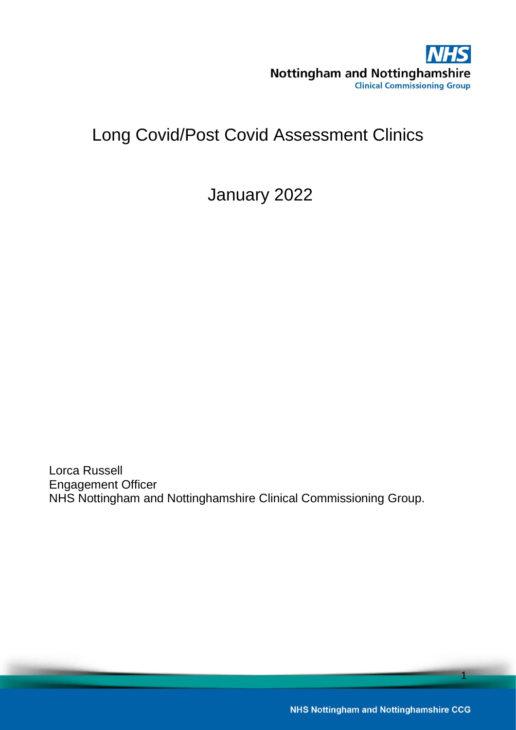NHS
Nottingham and Nottinghamshire
Clinical Commissioning Group

# Long Covid/Post Covid Assessment Clinics

January 2022

Lorca Russell
Engagement Officer
NHS Nottingham and Nottinghamshire Clinical Commissioning Group.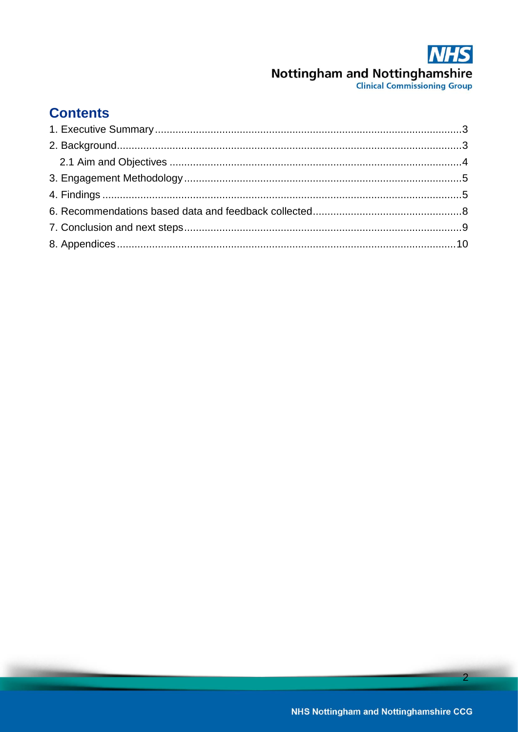## Contents

1. Executive Summary ........................................ 3
2. Background ........................................ 3
   2.1 Aim and Objectives ........................................ 4
3. Engagement Methodology ........................................ 5
4. Findings ........................................ 5
6. Recommendations based data and feedback collected ........................................ 8
7. Conclusion and next steps ........................................ 9
8. Appendices ........................................ 10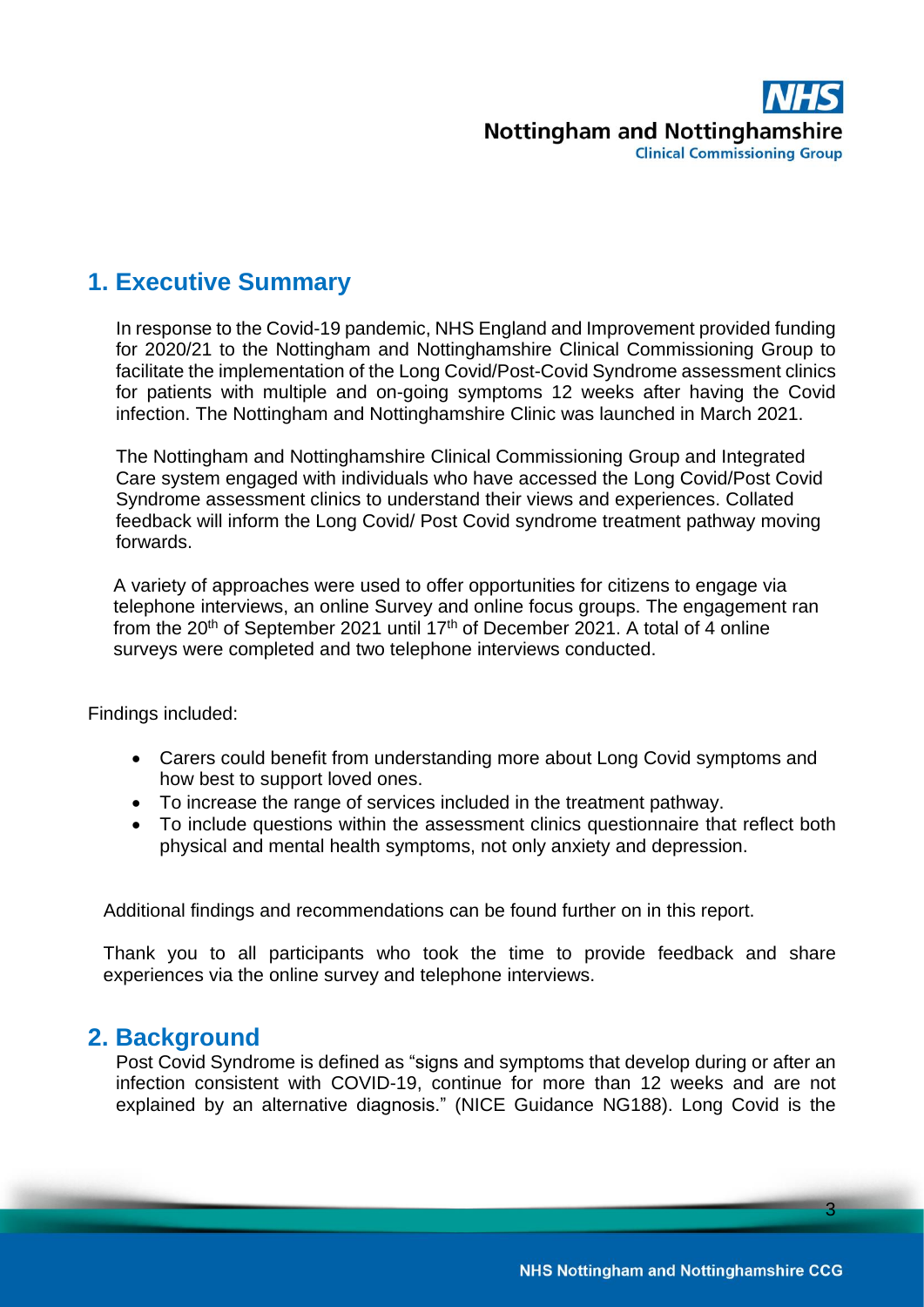## 1. Executive Summary

In response to the Covid-19 pandemic, NHS England and Improvement provided funding for 2020/21 to the Nottingham and Nottinghamshire Clinical Commissioning Group to facilitate the implementation of the Long Covid/Post-Covid Syndrome assessment clinics for patients with multiple and on-going symptoms 12 weeks after having the Covid infection. The Nottingham and Nottinghamshire Clinic was launched in March 2021.

The Nottingham and Nottinghamshire Clinical Commissioning Group and Integrated Care system engaged with individuals who have accessed the Long Covid/Post Covid Syndrome assessment clinics to understand their views and experiences. Collated feedback will inform the Long Covid/ Post Covid syndrome treatment pathway moving forwards.

A variety of approaches were used to offer opportunities for citizens to engage via telephone interviews, an online Survey and online focus groups. The engagement ran from the 20th of September 2021 until 17th of December 2021. A total of 4 online surveys were completed and two telephone interviews conducted.

Findings included:

- Carers could benefit from understanding more about Long Covid symptoms and how best to support loved ones.
- To increase the range of services included in the treatment pathway.
- To include questions within the assessment clinics questionnaire that reflect both physical and mental health symptoms, not only anxiety and depression.

Additional findings and recommendations can be found further on in this report.

Thank you to all participants who took the time to provide feedback and share experiences via the online survey and telephone interviews.

## 2. Background

Post Covid Syndrome is defined as "signs and symptoms that develop during or after an infection consistent with COVID-19, continue for more than 12 weeks and are not explained by an alternative diagnosis." (NICE Guidance NG188). Long Covid is the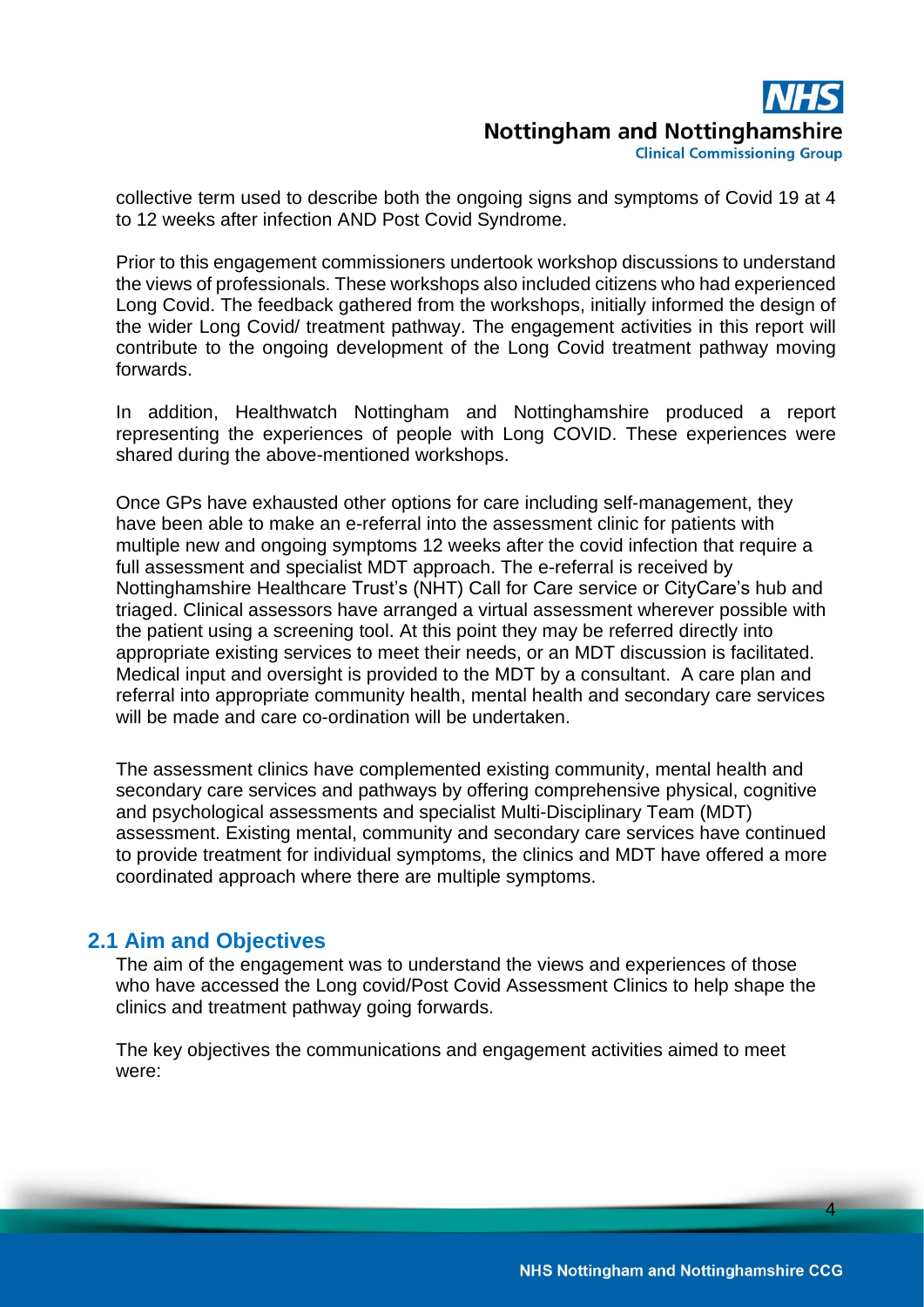collective term used to describe both the ongoing signs and symptoms of Covid 19 at 4 to 12 weeks after infection AND Post Covid Syndrome.

Prior to this engagement commissioners undertook workshop discussions to understand the views of professionals. These workshops also included citizens who had experienced Long Covid. The feedback gathered from the workshops, initially informed the design of the wider Long Covid/ treatment pathway. The engagement activities in this report will contribute to the ongoing development of the Long Covid treatment pathway moving forwards.

In addition, Healthwatch Nottingham and Nottinghamshire produced a report representing the experiences of people with Long COVID. These experiences were shared during the above-mentioned workshops.

Once GPs have exhausted other options for care including self-management, they have been able to make an e-referral into the assessment clinic for patients with multiple new and ongoing symptoms 12 weeks after the covid infection that require a full assessment and specialist MDT approach. The e-referral is received by Nottinghamshire Healthcare Trust's (NHT) Call for Care service or CityCare's hub and triaged. Clinical assessors have arranged a virtual assessment wherever possible with the patient using a screening tool. At this point they may be referred directly into appropriate existing services to meet their needs, or an MDT discussion is facilitated. Medical input and oversight is provided to the MDT by a consultant. A care plan and referral into appropriate community health, mental health and secondary care services will be made and care co-ordination will be undertaken.

The assessment clinics have complemented existing community, mental health and secondary care services and pathways by offering comprehensive physical, cognitive and psychological assessments and specialist Multi-Disciplinary Team (MDT) assessment. Existing mental, community and secondary care services have continued to provide treatment for individual symptoms, the clinics and MDT have offered a more coordinated approach where there are multiple symptoms.

## 2.1 Aim and Objectives

The aim of the engagement was to understand the views and experiences of those who have accessed the Long covid/Post Covid Assessment Clinics to help shape the clinics and treatment pathway going forwards.

The key objectives the communications and engagement activities aimed to meet were: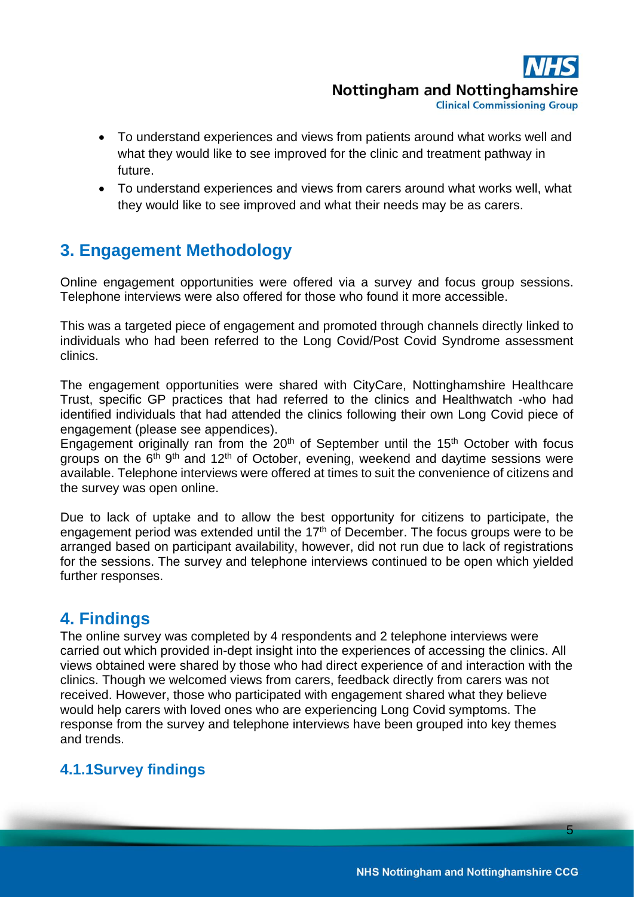- To understand experiences and views from patients around what works well and what they would like to see improved for the clinic and treatment pathway in future.
- To understand experiences and views from carers around what works well, what they would like to see improved and what their needs may be as carers.

## 3. Engagement Methodology

Online engagement opportunities were offered via a survey and focus group sessions. Telephone interviews were also offered for those who found it more accessible.

This was a targeted piece of engagement and promoted through channels directly linked to individuals who had been referred to the Long Covid/Post Covid Syndrome assessment clinics.

The engagement opportunities were shared with CityCare, Nottinghamshire Healthcare Trust, specific GP practices that had referred to the clinics and Healthwatch -who had identified individuals that had attended the clinics following their own Long Covid piece of engagement (please see appendices).
Engagement originally ran from the 20th of September until the 15th October with focus groups on the 6th 9th and 12th of October, evening, weekend and daytime sessions were available. Telephone interviews were offered at times to suit the convenience of citizens and the survey was open online.

Due to lack of uptake and to allow the best opportunity for citizens to participate, the engagement period was extended until the 17th of December. The focus groups were to be arranged based on participant availability, however, did not run due to lack of registrations for the sessions. The survey and telephone interviews continued to be open which yielded further responses.

## 4. Findings

The online survey was completed by 4 respondents and 2 telephone interviews were carried out which provided in-dept insight into the experiences of accessing the clinics. All views obtained were shared by those who had direct experience of and interaction with the clinics. Though we welcomed views from carers, feedback directly from carers was not received. However, those who participated with engagement shared what they believe would help carers with loved ones who are experiencing Long Covid symptoms. The response from the survey and telephone interviews have been grouped into key themes and trends.

### 4.1.1Survey findings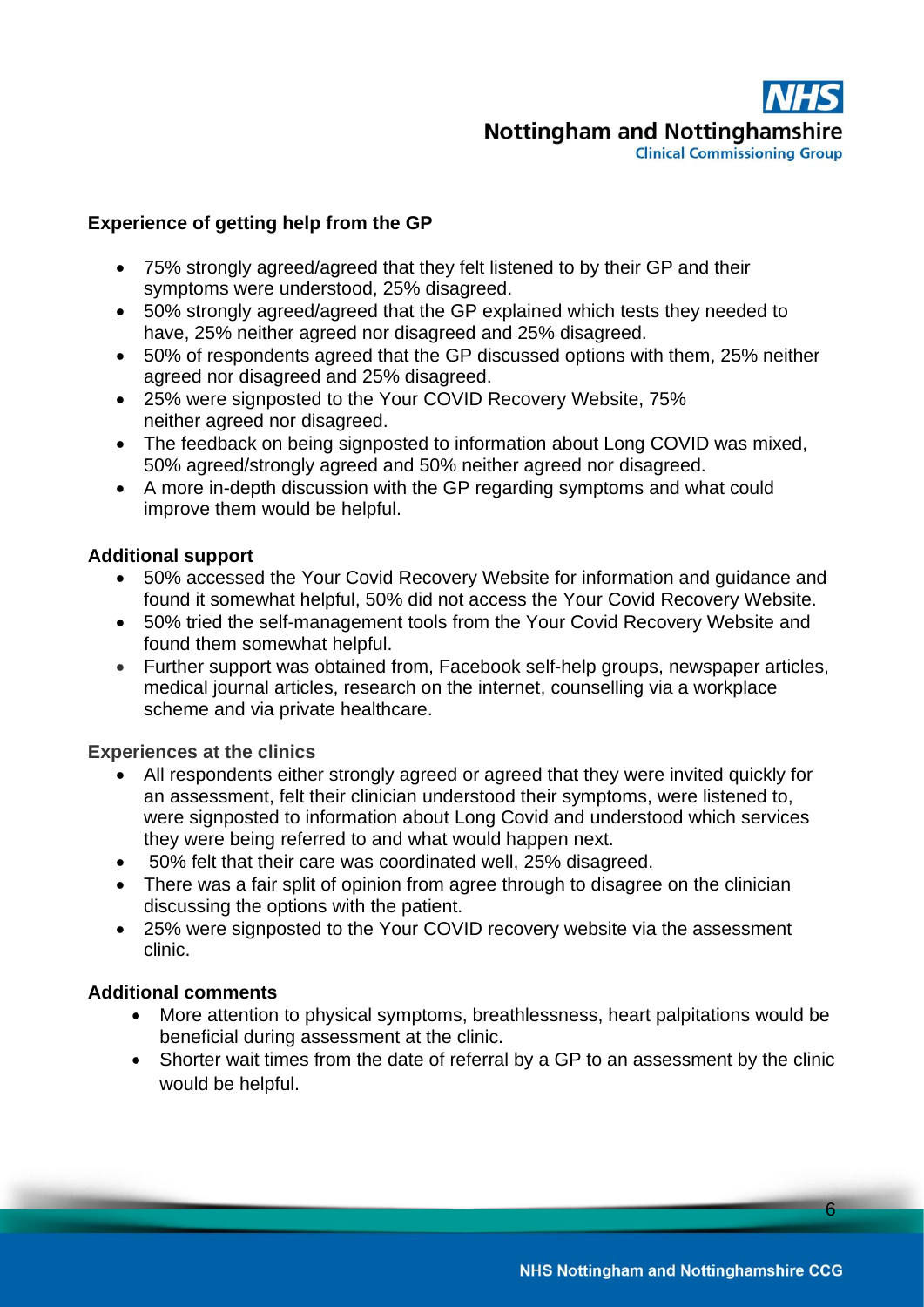**Experience of getting help from the GP**

- 75% strongly agreed/agreed that they felt listened to by their GP and their symptoms were understood, 25% disagreed.
- 50% strongly agreed/agreed that the GP explained which tests they needed to have, 25% neither agreed nor disagreed and 25% disagreed.
- 50% of respondents agreed that the GP discussed options with them, 25% neither agreed nor disagreed and 25% disagreed.
- 25% were signposted to the Your COVID Recovery Website, 75% neither agreed nor disagreed.
- The feedback on being signposted to information about Long COVID was mixed, 50% agreed/strongly agreed and 50% neither agreed nor disagreed.
- A more in-depth discussion with the GP regarding symptoms and what could improve them would be helpful.

**Additional support**

- 50% accessed the Your Covid Recovery Website for information and guidance and found it somewhat helpful, 50% did not access the Your Covid Recovery Website.
- 50% tried the self-management tools from the Your Covid Recovery Website and found them somewhat helpful.
- Further support was obtained from, Facebook self-help groups, newspaper articles, medical journal articles, research on the internet, counselling via a workplace scheme and via private healthcare.

**Experiences at the clinics**

- All respondents either strongly agreed or agreed that they were invited quickly for an assessment, felt their clinician understood their symptoms, were listened to, were signposted to information about Long Covid and understood which services they were being referred to and what would happen next.
- 50% felt that their care was coordinated well, 25% disagreed.
- There was a fair split of opinion from agree through to disagree on the clinician discussing the options with the patient.
- 25% were signposted to the Your COVID recovery website via the assessment clinic.

**Additional comments**

- More attention to physical symptoms, breathlessness, heart palpitations would be beneficial during assessment at the clinic.
- Shorter wait times from the date of referral by a GP to an assessment by the clinic would be helpful.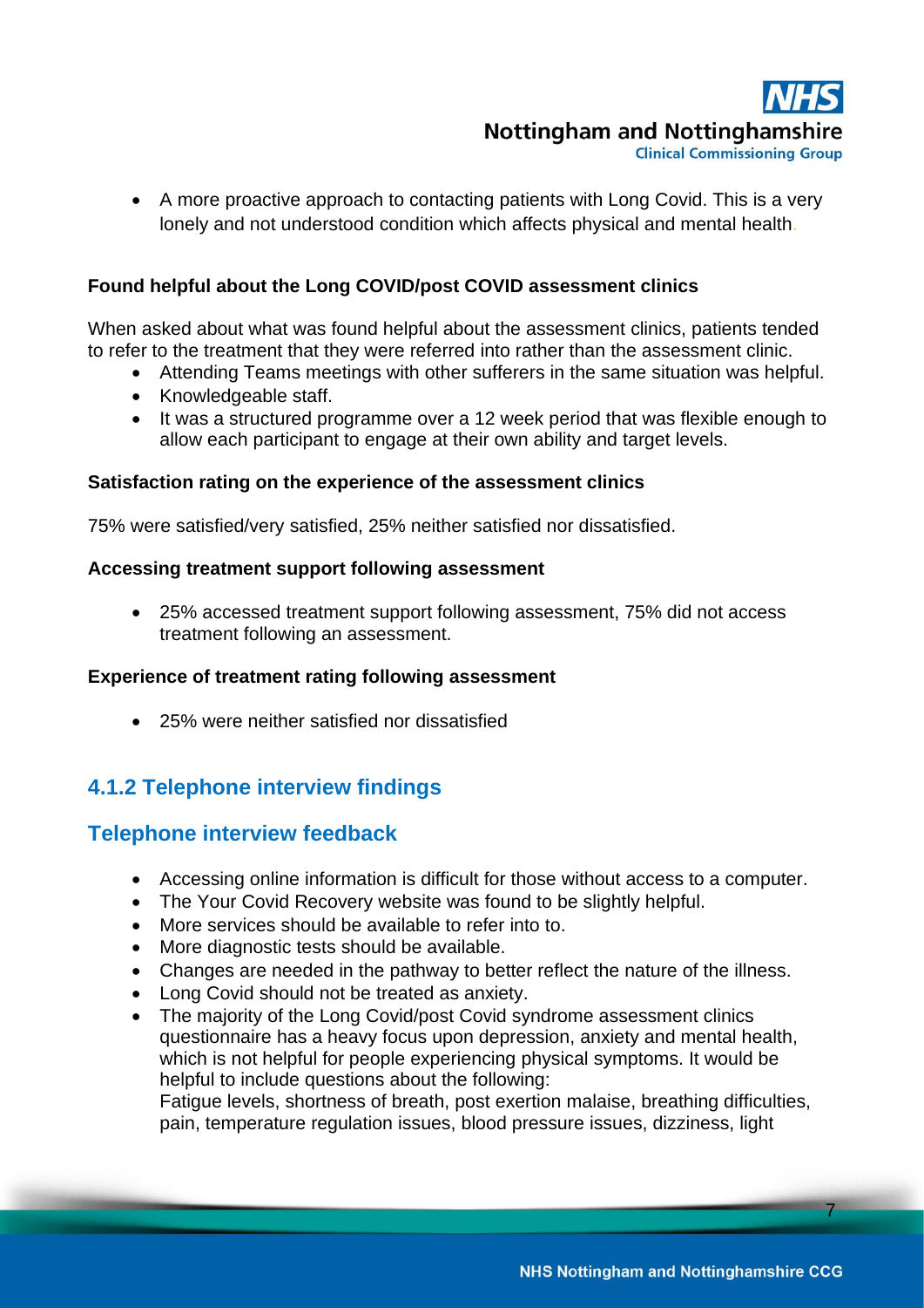- A more proactive approach to contacting patients with Long Covid. This is a very lonely and not understood condition which affects physical and mental health.

**Found helpful about the Long COVID/post COVID assessment clinics**

When asked about what was found helpful about the assessment clinics, patients tended to refer to the treatment that they were referred into rather than the assessment clinic.

- Attending Teams meetings with other sufferers in the same situation was helpful.
- Knowledgeable staff.
- It was a structured programme over a 12 week period that was flexible enough to allow each participant to engage at their own ability and target levels.

**Satisfaction rating on the experience of the assessment clinics**

75% were satisfied/very satisfied, 25% neither satisfied nor dissatisfied.

**Accessing treatment support following assessment**

- 25% accessed treatment support following assessment, 75% did not access treatment following an assessment.

**Experience of treatment rating following assessment**

- 25% were neither satisfied nor dissatisfied

## 4.1.2 Telephone interview findings

## Telephone interview feedback

- Accessing online information is difficult for those without access to a computer.
- The Your Covid Recovery website was found to be slightly helpful.
- More services should be available to refer into to.
- More diagnostic tests should be available.
- Changes are needed in the pathway to better reflect the nature of the illness.
- Long Covid should not be treated as anxiety.
- The majority of the Long Covid/post Covid syndrome assessment clinics questionnaire has a heavy focus upon depression, anxiety and mental health, which is not helpful for people experiencing physical symptoms. It would be helpful to include questions about the following:
  Fatigue levels, shortness of breath, post exertion malaise, breathing difficulties, pain, temperature regulation issues, blood pressure issues, dizziness, light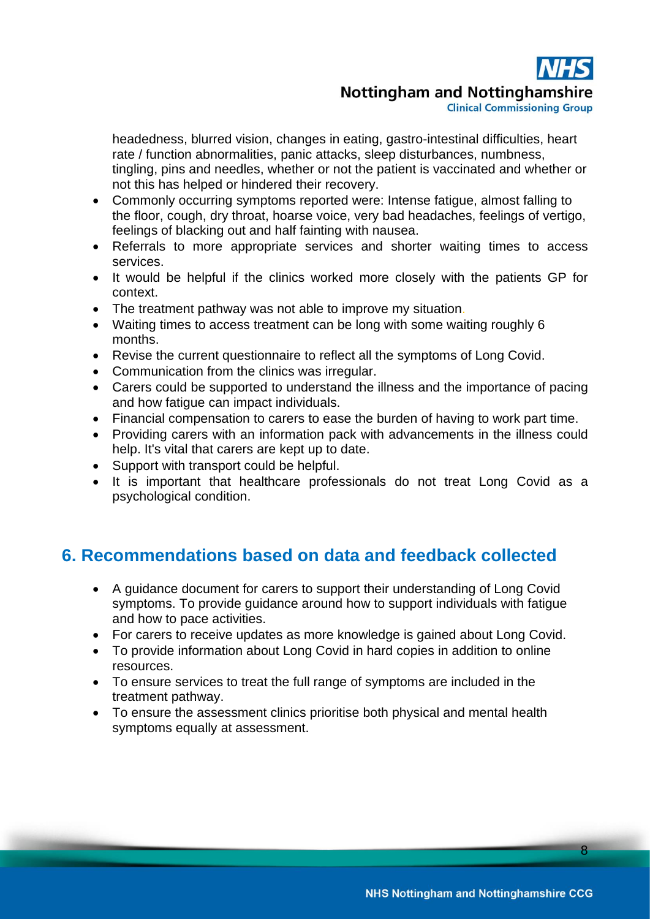headedness, blurred vision, changes in eating, gastro-intestinal difficulties, heart rate / function abnormalities, panic attacks, sleep disturbances, numbness, tingling, pins and needles, whether or not the patient is vaccinated and whether or not this has helped or hindered their recovery.

- Commonly occurring symptoms reported were: Intense fatigue, almost falling to the floor, cough, dry throat, hoarse voice, very bad headaches, feelings of vertigo, feelings of blacking out and half fainting with nausea.
- Referrals to more appropriate services and shorter waiting times to access services.
- It would be helpful if the clinics worked more closely with the patients GP for context.
- The treatment pathway was not able to improve my situation.
- Waiting times to access treatment can be long with some waiting roughly 6 months.
- Revise the current questionnaire to reflect all the symptoms of Long Covid.
- Communication from the clinics was irregular.
- Carers could be supported to understand the illness and the importance of pacing and how fatigue can impact individuals.
- Financial compensation to carers to ease the burden of having to work part time.
- Providing carers with an information pack with advancements in the illness could help. It's vital that carers are kept up to date.
- Support with transport could be helpful.
- It is important that healthcare professionals do not treat Long Covid as a psychological condition.

## 6. Recommendations based on data and feedback collected

- A guidance document for carers to support their understanding of Long Covid symptoms. To provide guidance around how to support individuals with fatigue and how to pace activities.
- For carers to receive updates as more knowledge is gained about Long Covid.
- To provide information about Long Covid in hard copies in addition to online resources.
- To ensure services to treat the full range of symptoms are included in the treatment pathway.
- To ensure the assessment clinics prioritise both physical and mental health symptoms equally at assessment.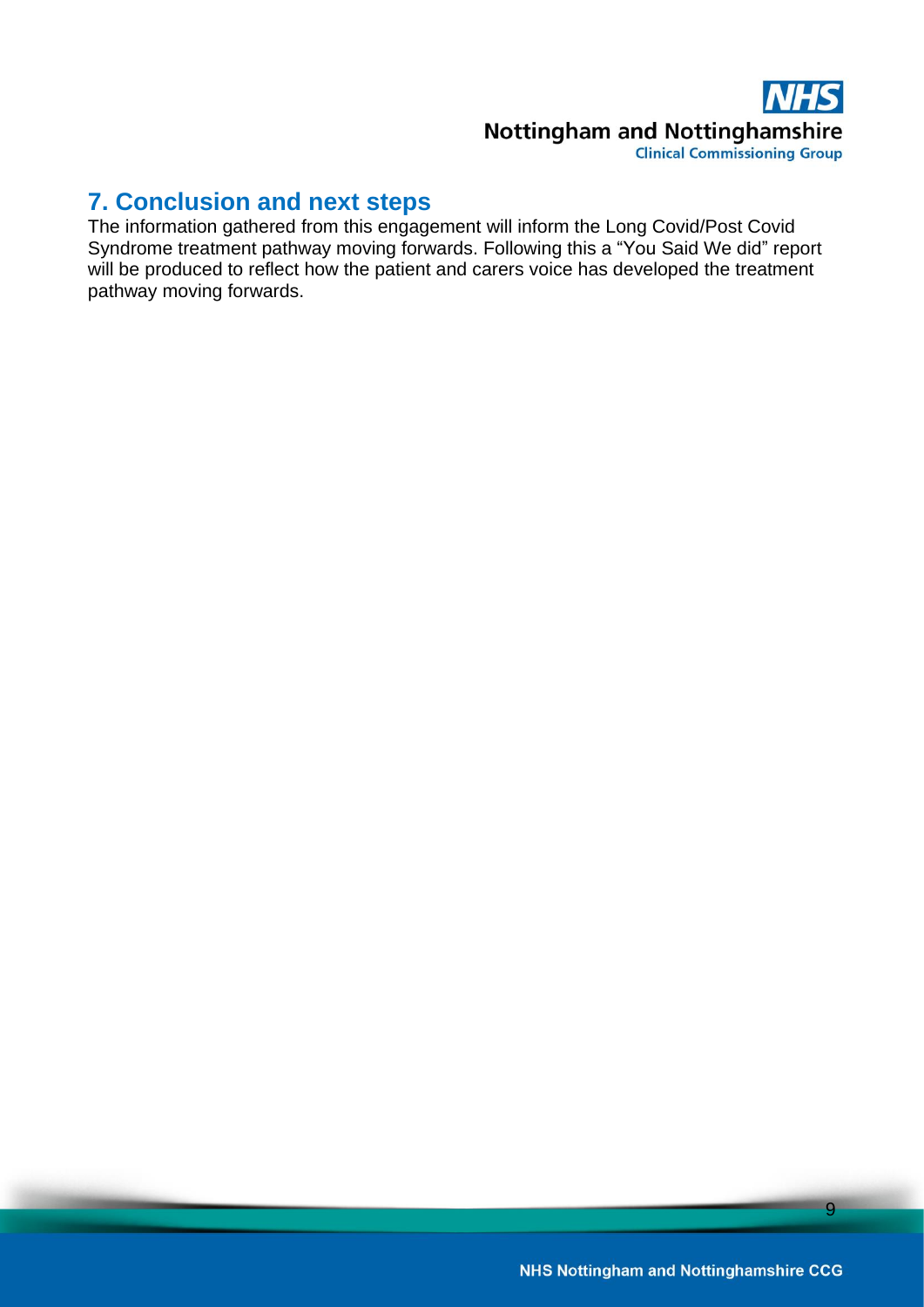## 7. Conclusion and next steps

The information gathered from this engagement will inform the Long Covid/Post Covid Syndrome treatment pathway moving forwards. Following this a "You Said We did" report will be produced to reflect how the patient and carers voice has developed the treatment pathway moving forwards.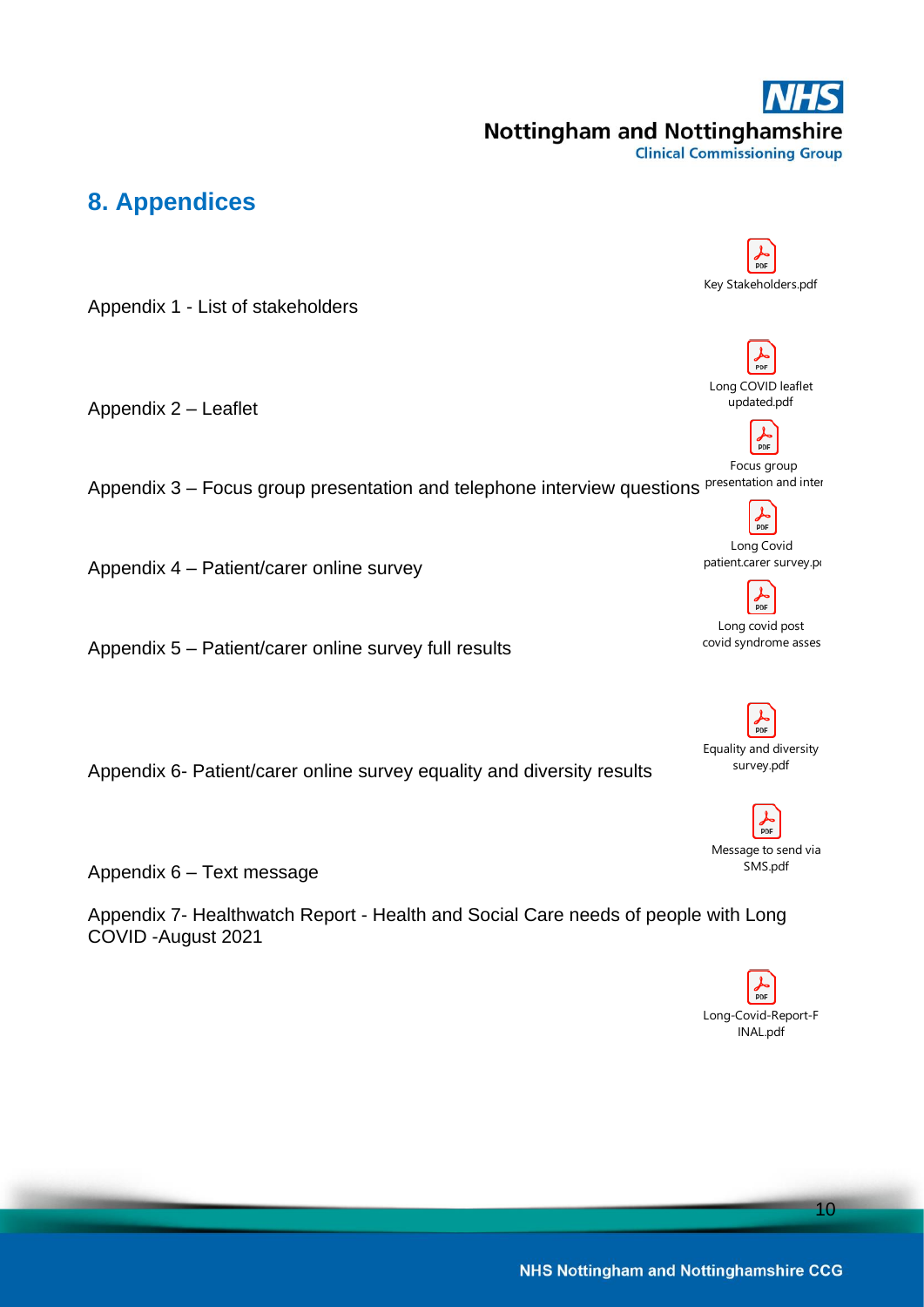## 8. Appendices

Appendix 1 - List of stakeholders

Key Stakeholders.pdf

Appendix 2 – Leaflet

Long COVID leaflet updated.pdf

Appendix 3 – Focus group presentation and telephone interview questions

Focus group presentation and inter

Appendix 4 – Patient/carer online survey

Long Covid patient.carer survey.p

Appendix 5 – Patient/carer online survey full results

Long covid post covid syndrome asses

Appendix 6- Patient/carer online survey equality and diversity results

Equality and diversity survey.pdf

Appendix 6 – Text message

Message to send via SMS.pdf

Appendix 7- Healthwatch Report - Health and Social Care needs of people with Long COVID -August 2021

Long-Covid-Report-FINAL.pdf